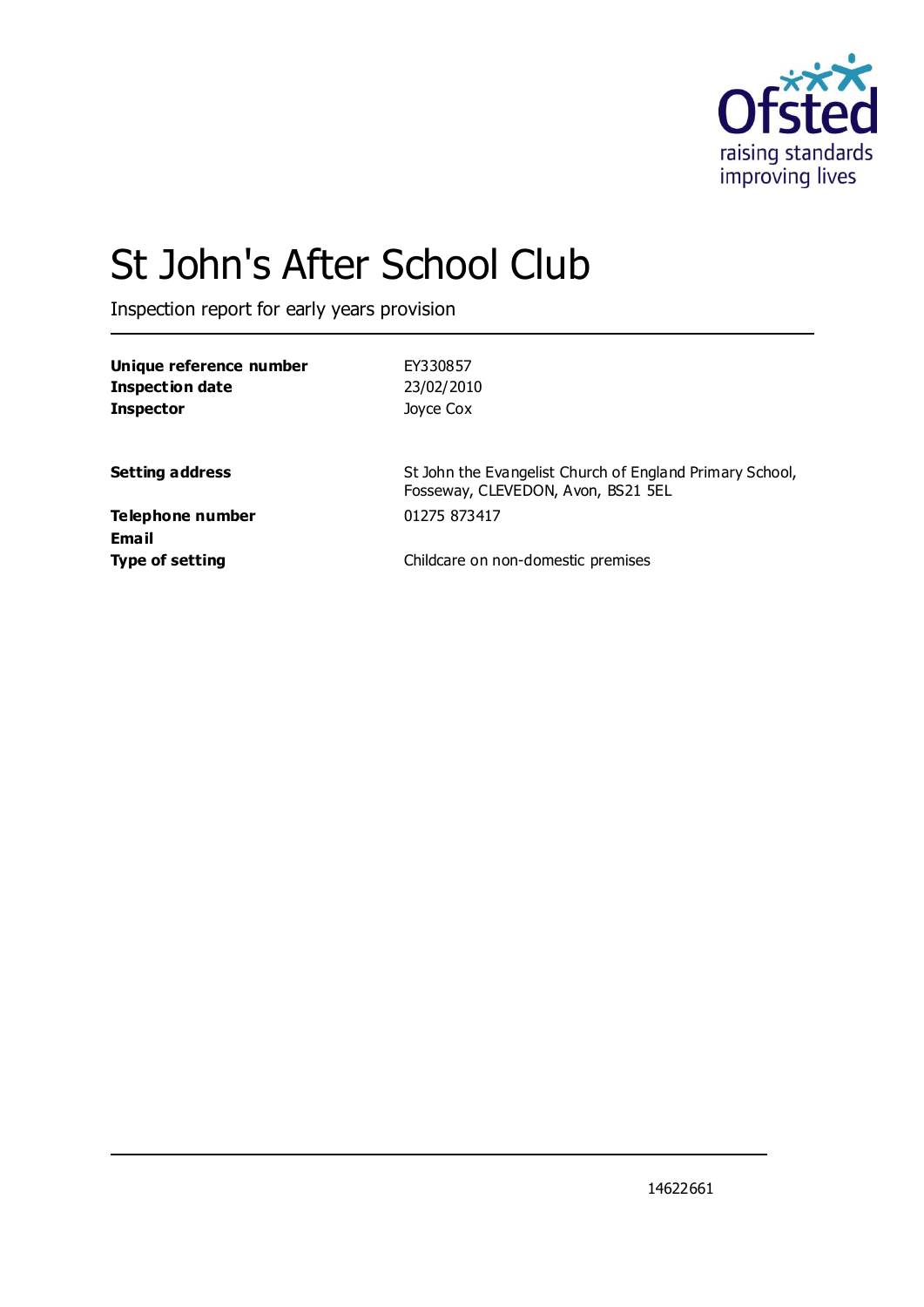# St John's After School Club

Inspection report for early years provision

| | |
|---|---|
| **Unique reference number** | EY330857 |
| **Inspection date** | 23/02/2010 |
| **Inspector** | Joyce Cox |

| | |
|---|---|
| **Setting address** | St John the Evangelist Church of England Primary School, Fosseway, CLEVEDON, Avon, BS21 5EL |
| **Telephone number** | 01275 873417 |
| **Email** | |
| **Type of setting** | Childcare on non-domestic premises |

14622661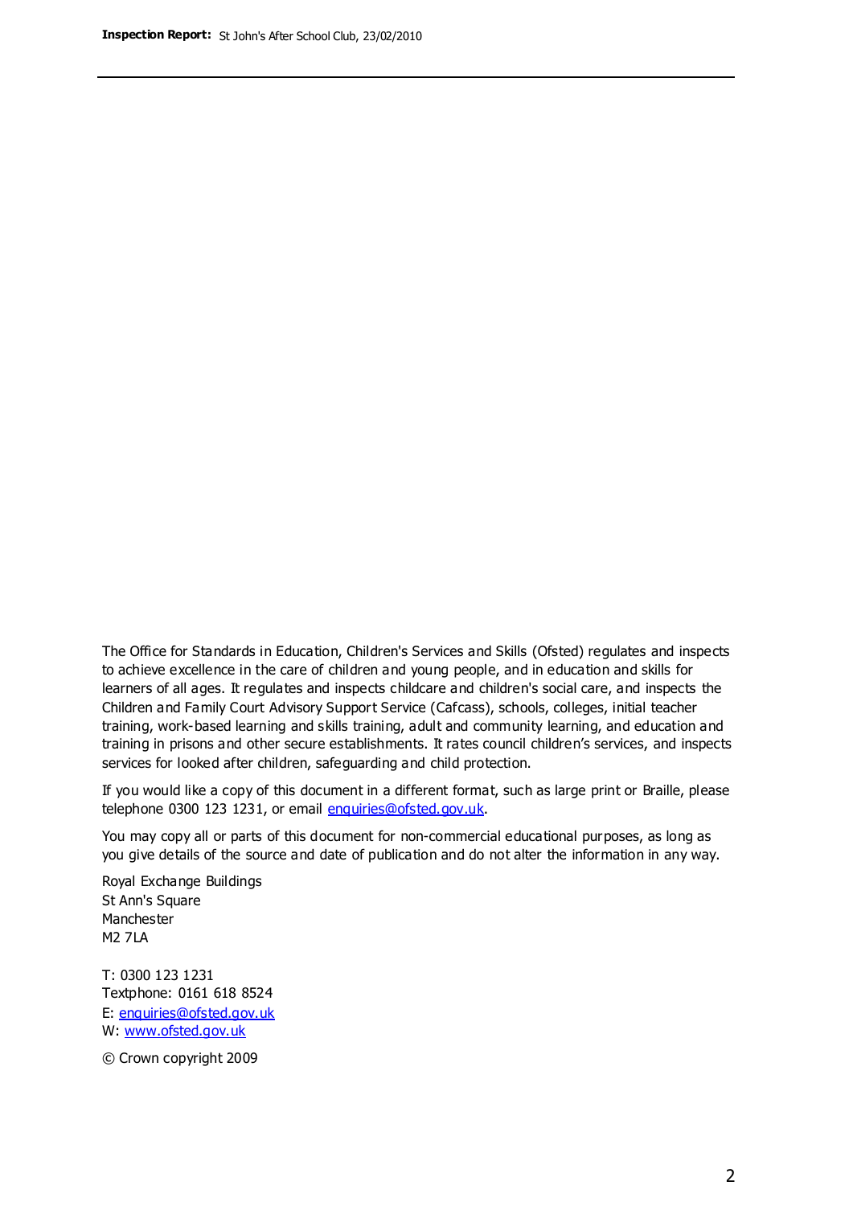The Office for Standards in Education, Children's Services and Skills (Ofsted) regulates and inspects to achieve excellence in the care of children and young people, and in education and skills for learners of all ages. It regulates and inspects childcare and children's social care, and inspects the Children and Family Court Advisory Support Service (Cafcass), schools, colleges, initial teacher training, work-based learning and skills training, adult and community learning, and education and training in prisons and other secure establishments. It rates council children's services, and inspects services for looked after children, safeguarding and child protection.

If you would like a copy of this document in a different format, such as large print or Braille, please telephone 0300 123 1231, or email enquiries@ofsted.gov.uk.

You may copy all or parts of this document for non-commercial educational purposes, as long as you give details of the source and date of publication and do not alter the information in any way.

Royal Exchange Buildings
St Ann's Square
Manchester
M2 7LA

T: 0300 123 1231
Textphone: 0161 618 8524
E: enquiries@ofsted.gov.uk
W: www.ofsted.gov.uk

© Crown copyright 2009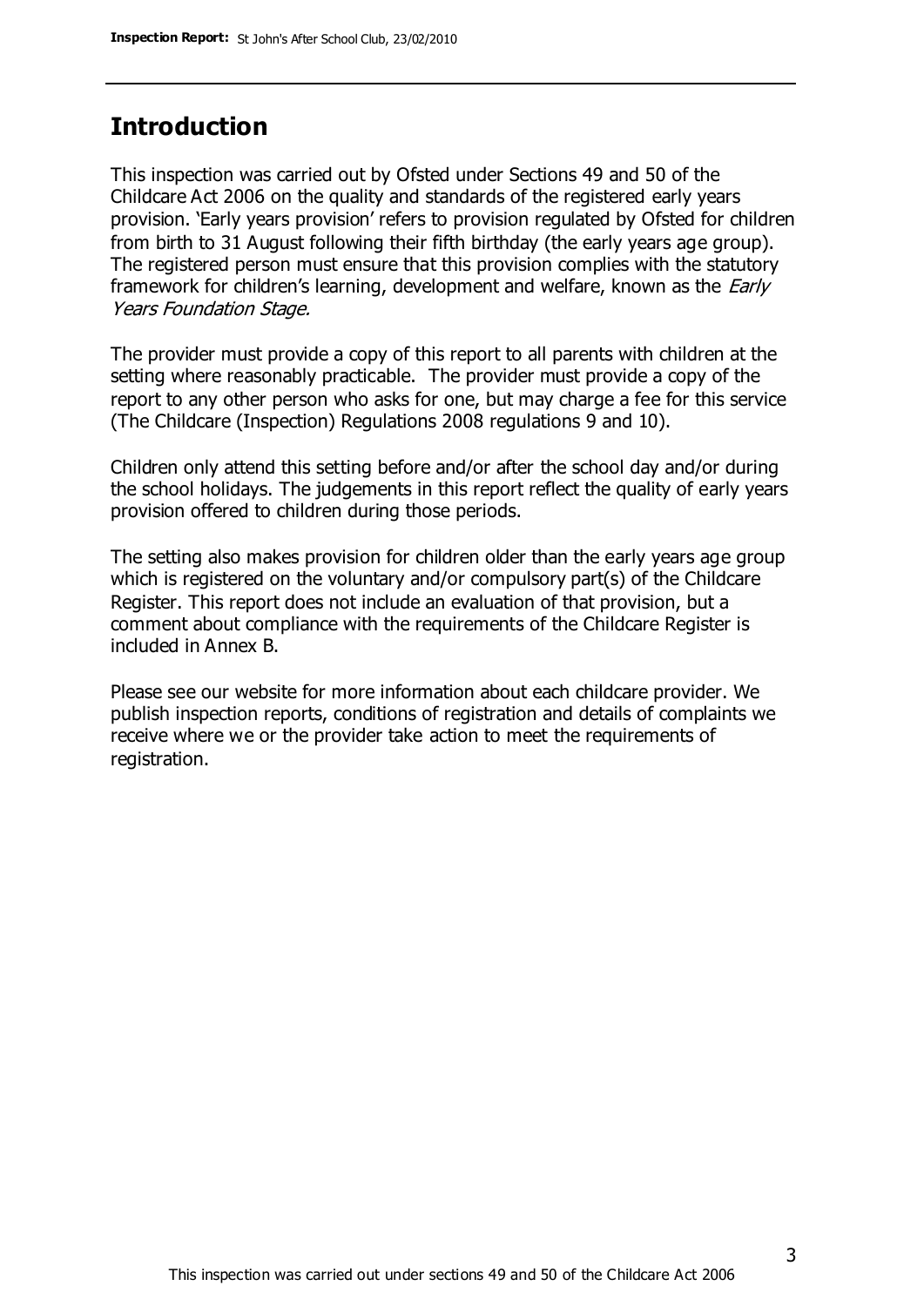## Introduction

This inspection was carried out by Ofsted under Sections 49 and 50 of the Childcare Act 2006 on the quality and standards of the registered early years provision. 'Early years provision' refers to provision regulated by Ofsted for children from birth to 31 August following their fifth birthday (the early years age group). The registered person must ensure that this provision complies with the statutory framework for children's learning, development and welfare, known as the *Early Years Foundation Stage.*

The provider must provide a copy of this report to all parents with children at the setting where reasonably practicable. The provider must provide a copy of the report to any other person who asks for one, but may charge a fee for this service (The Childcare (Inspection) Regulations 2008 regulations 9 and 10).

Children only attend this setting before and/or after the school day and/or during the school holidays. The judgements in this report reflect the quality of early years provision offered to children during those periods.

The setting also makes provision for children older than the early years age group which is registered on the voluntary and/or compulsory part(s) of the Childcare Register. This report does not include an evaluation of that provision, but a comment about compliance with the requirements of the Childcare Register is included in Annex B.

Please see our website for more information about each childcare provider. We publish inspection reports, conditions of registration and details of complaints we receive where we or the provider take action to meet the requirements of registration.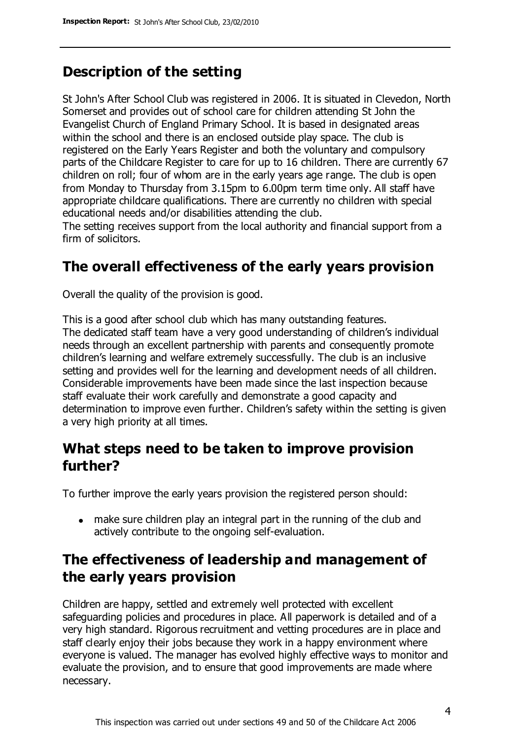## Description of the setting

St John's After School Club was registered in 2006. It is situated in Clevedon, North Somerset and provides out of school care for children attending St John the Evangelist Church of England Primary School. It is based in designated areas within the school and there is an enclosed outside play space. The club is registered on the Early Years Register and both the voluntary and compulsory parts of the Childcare Register to care for up to 16 children. There are currently 67 children on roll; four of whom are in the early years age range. The club is open from Monday to Thursday from 3.15pm to 6.00pm term time only. All staff have appropriate childcare qualifications. There are currently no children with special educational needs and/or disabilities attending the club.

The setting receives support from the local authority and financial support from a firm of solicitors.

## The overall effectiveness of the early years provision

Overall the quality of the provision is good.

This is a good after school club which has many outstanding features. The dedicated staff team have a very good understanding of children's individual needs through an excellent partnership with parents and consequently promote children's learning and welfare extremely successfully. The club is an inclusive setting and provides well for the learning and development needs of all children. Considerable improvements have been made since the last inspection because staff evaluate their work carefully and demonstrate a good capacity and determination to improve even further. Children's safety within the setting is given a very high priority at all times.

## What steps need to be taken to improve provision further?

To further improve the early years provision the registered person should:

- make sure children play an integral part in the running of the club and actively contribute to the ongoing self-evaluation.

## The effectiveness of leadership and management of the early years provision

Children are happy, settled and extremely well protected with excellent safeguarding policies and procedures in place. All paperwork is detailed and of a very high standard. Rigorous recruitment and vetting procedures are in place and staff clearly enjoy their jobs because they work in a happy environment where everyone is valued. The manager has evolved highly effective ways to monitor and evaluate the provision, and to ensure that good improvements are made where necessary.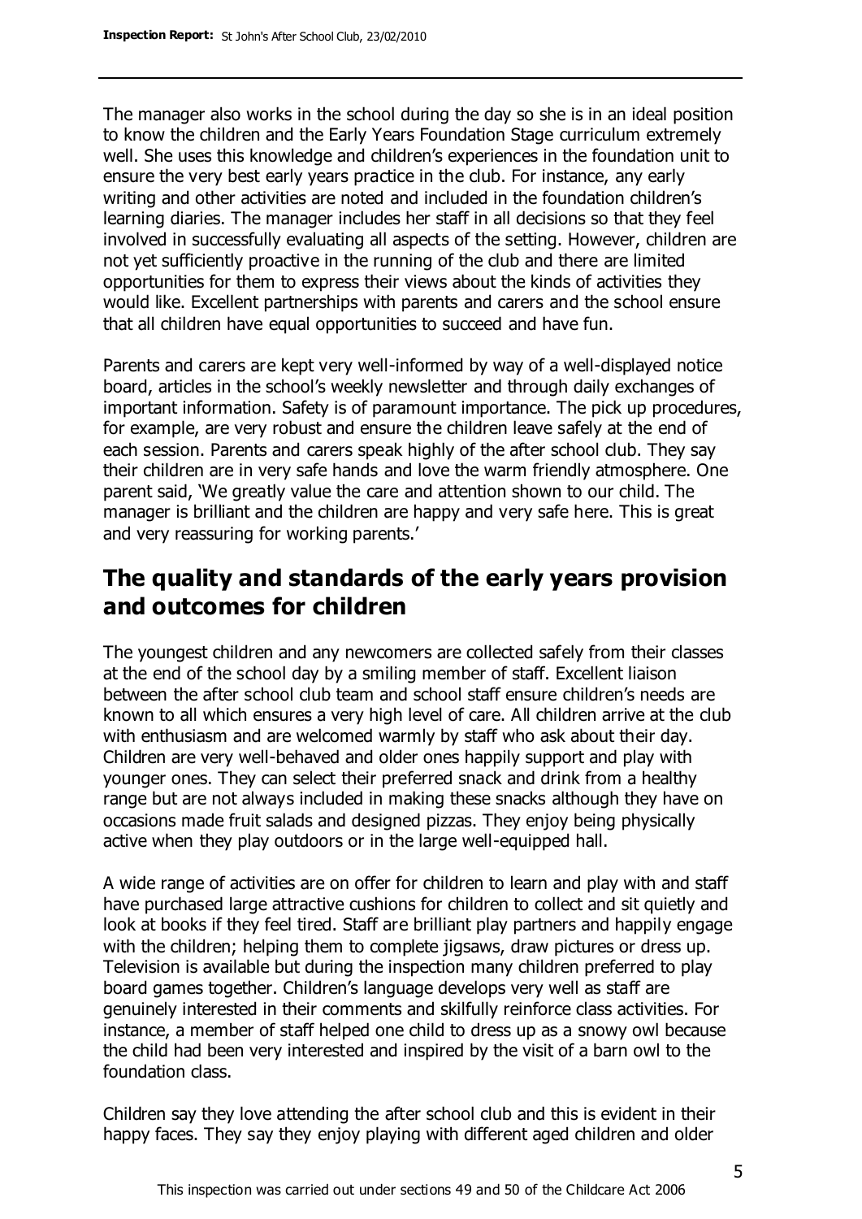The manager also works in the school during the day so she is in an ideal position to know the children and the Early Years Foundation Stage curriculum extremely well. She uses this knowledge and children's experiences in the foundation unit to ensure the very best early years practice in the club. For instance, any early writing and other activities are noted and included in the foundation children's learning diaries. The manager includes her staff in all decisions so that they feel involved in successfully evaluating all aspects of the setting. However, children are not yet sufficiently proactive in the running of the club and there are limited opportunities for them to express their views about the kinds of activities they would like. Excellent partnerships with parents and carers and the school ensure that all children have equal opportunities to succeed and have fun.

Parents and carers are kept very well-informed by way of a well-displayed notice board, articles in the school's weekly newsletter and through daily exchanges of important information. Safety is of paramount importance. The pick up procedures, for example, are very robust and ensure the children leave safely at the end of each session. Parents and carers speak highly of the after school club. They say their children are in very safe hands and love the warm friendly atmosphere. One parent said, 'We greatly value the care and attention shown to our child. The manager is brilliant and the children are happy and very safe here. This is great and very reassuring for working parents.'

## The quality and standards of the early years provision and outcomes for children

The youngest children and any newcomers are collected safely from their classes at the end of the school day by a smiling member of staff. Excellent liaison between the after school club team and school staff ensure children's needs are known to all which ensures a very high level of care. All children arrive at the club with enthusiasm and are welcomed warmly by staff who ask about their day. Children are very well-behaved and older ones happily support and play with younger ones. They can select their preferred snack and drink from a healthy range but are not always included in making these snacks although they have on occasions made fruit salads and designed pizzas. They enjoy being physically active when they play outdoors or in the large well-equipped hall.

A wide range of activities are on offer for children to learn and play with and staff have purchased large attractive cushions for children to collect and sit quietly and look at books if they feel tired. Staff are brilliant play partners and happily engage with the children; helping them to complete jigsaws, draw pictures or dress up. Television is available but during the inspection many children preferred to play board games together. Children's language develops very well as staff are genuinely interested in their comments and skilfully reinforce class activities. For instance, a member of staff helped one child to dress up as a snowy owl because the child had been very interested and inspired by the visit of a barn owl to the foundation class.

Children say they love attending the after school club and this is evident in their happy faces. They say they enjoy playing with different aged children and older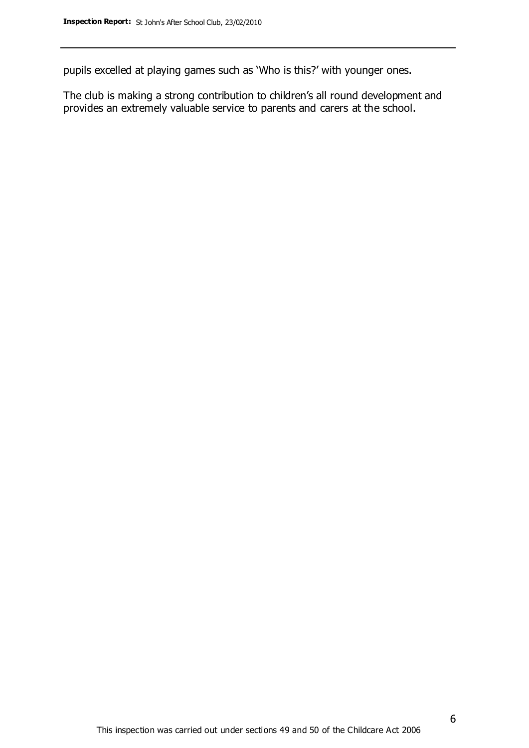pupils excelled at playing games such as 'Who is this?' with younger ones.

The club is making a strong contribution to children's all round development and provides an extremely valuable service to parents and carers at the school.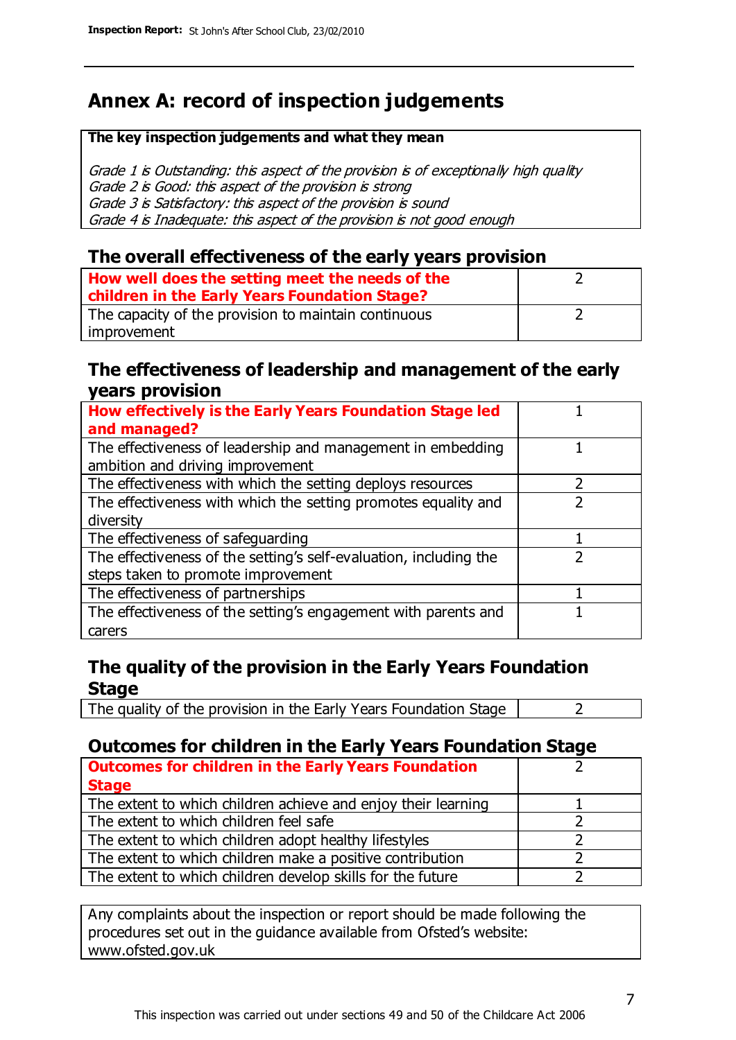# Annex A: record of inspection judgements

**The key inspection judgements and what they mean**

*Grade 1 is Outstanding: this aspect of the provision is of exceptionally high quality*
*Grade 2 is Good: this aspect of the provision is strong*
*Grade 3 is Satisfactory: this aspect of the provision is sound*
*Grade 4 is Inadequate: this aspect of the provision is not good enough*

## The overall effectiveness of the early years provision

| How well does the setting meet the needs of the children in the Early Years Foundation Stage? | 2 |
|---|---|
| The capacity of the provision to maintain continuous improvement | 2 |

## The effectiveness of leadership and management of the early years provision

| How effectively is the Early Years Foundation Stage led and managed? | 1 |
|---|---|
| The effectiveness of leadership and management in embedding ambition and driving improvement | 1 |
| The effectiveness with which the setting deploys resources | 2 |
| The effectiveness with which the setting promotes equality and diversity | 2 |
| The effectiveness of safeguarding | 1 |
| The effectiveness of the setting's self-evaluation, including the steps taken to promote improvement | 2 |
| The effectiveness of partnerships | 1 |
| The effectiveness of the setting's engagement with parents and carers | 1 |

## The quality of the provision in the Early Years Foundation Stage

| The quality of the provision in the Early Years Foundation Stage | 2 |
|---|---|

## Outcomes for children in the Early Years Foundation Stage

| Outcomes for children in the Early Years Foundation Stage | 2 |
|---|---|
| The extent to which children achieve and enjoy their learning | 1 |
| The extent to which children feel safe | 2 |
| The extent to which children adopt healthy lifestyles | 2 |
| The extent to which children make a positive contribution | 2 |
| The extent to which children develop skills for the future | 2 |

Any complaints about the inspection or report should be made following the procedures set out in the guidance available from Ofsted's website: www.ofsted.gov.uk

This inspection was carried out under sections 49 and 50 of the Childcare Act 2006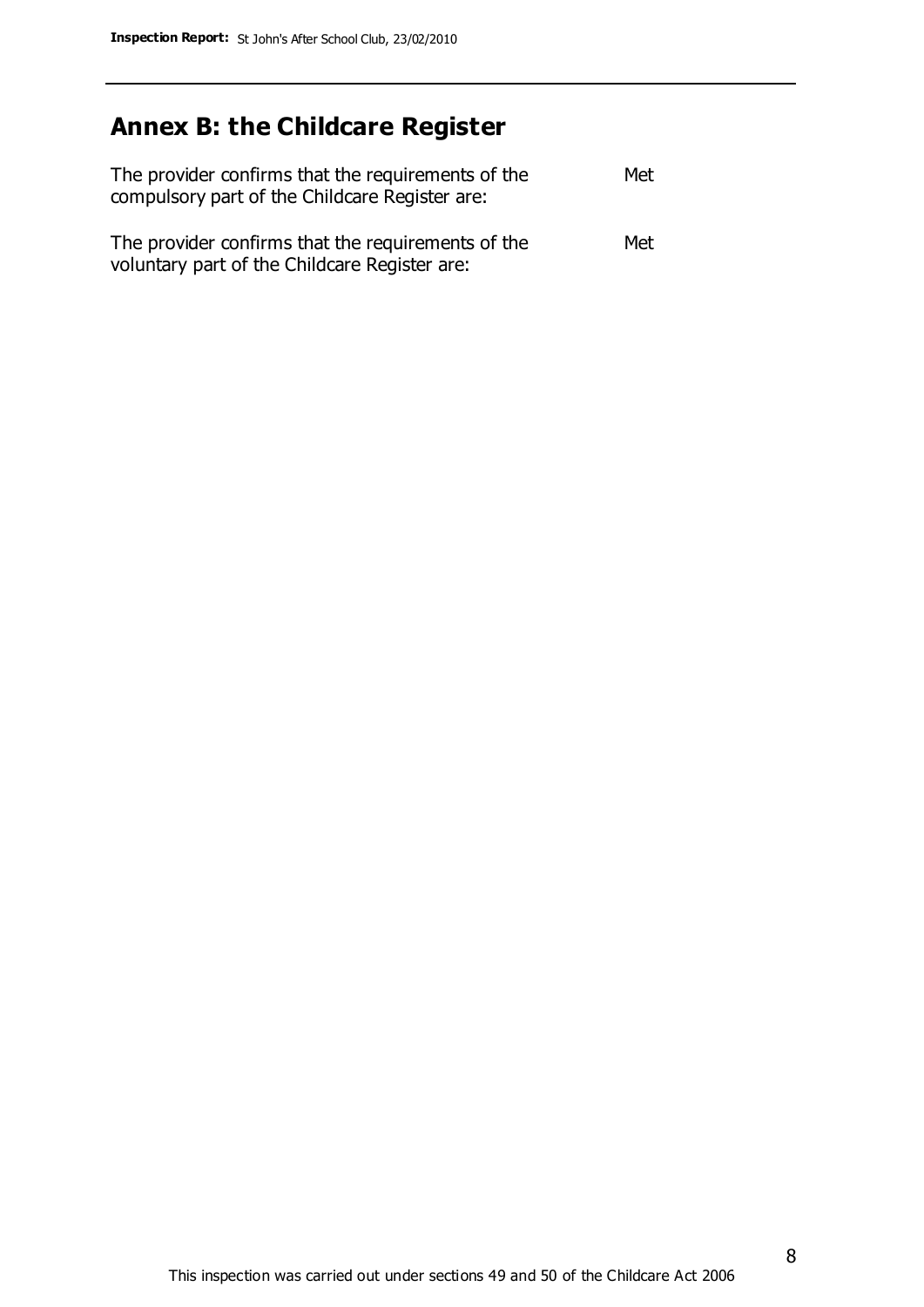## Annex B: the Childcare Register

| | |
|---|---|
| The provider confirms that the requirements of the compulsory part of the Childcare Register are: | Met |
| The provider confirms that the requirements of the voluntary part of the Childcare Register are: | Met |

This inspection was carried out under sections 49 and 50 of the Childcare Act 2006